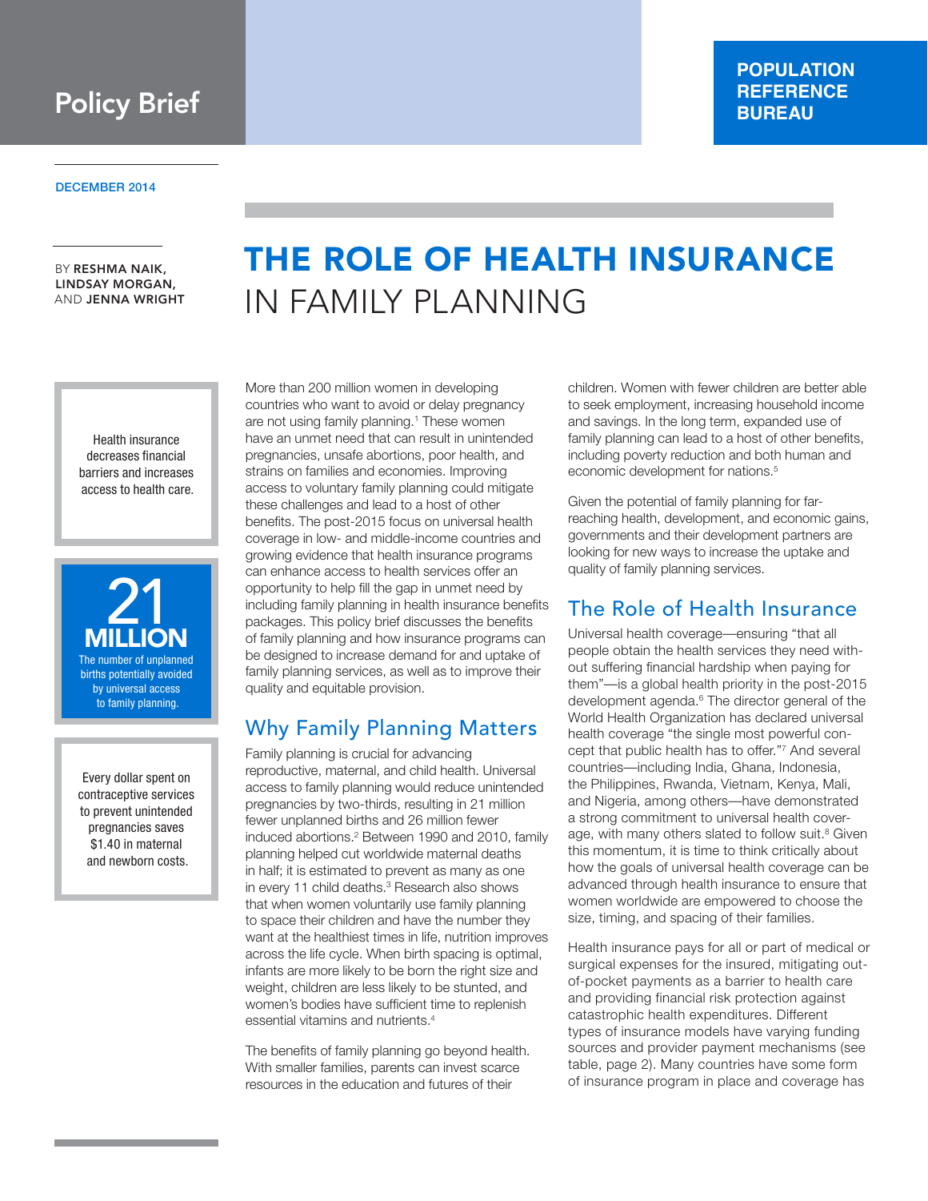Policy Brief

**POPULATION REFERENCE BUREAU**

DECEMBER 2014

BY **RESHMA NAIK, LINDSAY MORGAN,** AND **JENNA WRIGHT**

# THE ROLE OF HEALTH INSURANCE IN FAMILY PLANNING

> Health insurance decreases financial barriers and increases access to health care.

> **21 MILLION**
> The number of unplanned births potentially avoided by universal access to family planning.

> Every dollar spent on contraceptive services to prevent unintended pregnancies saves $1.40 in maternal and newborn costs.

More than 200 million women in developing countries who want to avoid or delay pregnancy are not using family planning.[1] These women have an unmet need that can result in unintended pregnancies, unsafe abortions, poor health, and strains on families and economies. Improving access to voluntary family planning could mitigate these challenges and lead to a host of other benefits. The post-2015 focus on universal health coverage in low- and middle-income countries and growing evidence that health insurance programs can enhance access to health services offer an opportunity to help fill the gap in unmet need by including family planning in health insurance benefits packages. This policy brief discusses the benefits of family planning and how insurance programs can be designed to increase demand for and uptake of family planning services, as well as to improve their quality and equitable provision.

## Why Family Planning Matters

Family planning is crucial for advancing reproductive, maternal, and child health. Universal access to family planning would reduce unintended pregnancies by two-thirds, resulting in 21 million fewer unplanned births and 26 million fewer induced abortions.[2] Between 1990 and 2010, family planning helped cut worldwide maternal deaths in half; it is estimated to prevent as many as one in every 11 child deaths.[3] Research also shows that when women voluntarily use family planning to space their children and have the number they want at the healthiest times in life, nutrition improves across the life cycle. When birth spacing is optimal, infants are more likely to be born the right size and weight, children are less likely to be stunted, and women's bodies have sufficient time to replenish essential vitamins and nutrients.[4]

The benefits of family planning go beyond health. With smaller families, parents can invest scarce resources in the education and futures of their children. Women with fewer children are better able to seek employment, increasing household income and savings. In the long term, expanded use of family planning can lead to a host of other benefits, including poverty reduction and both human and economic development for nations.[5]

Given the potential of family planning for far-reaching health, development, and economic gains, governments and their development partners are looking for new ways to increase the uptake and quality of family planning services.

## The Role of Health Insurance

Universal health coverage—ensuring "that all people obtain the health services they need without suffering financial hardship when paying for them"—is a global health priority in the post-2015 development agenda.[6] The director general of the World Health Organization has declared universal health coverage "the single most powerful concept that public health has to offer."[7] And several countries—including India, Ghana, Indonesia, the Philippines, Rwanda, Vietnam, Kenya, Mali, and Nigeria, among others—have demonstrated a strong commitment to universal health coverage, with many others slated to follow suit.[8] Given this momentum, it is time to think critically about how the goals of universal health coverage can be advanced through health insurance to ensure that women worldwide are empowered to choose the size, timing, and spacing of their families.

Health insurance pays for all or part of medical or surgical expenses for the insured, mitigating out-of-pocket payments as a barrier to health care and providing financial risk protection against catastrophic health expenditures. Different types of insurance models have varying funding sources and provider payment mechanisms (see table, page 2). Many countries have some form of insurance program in place and coverage has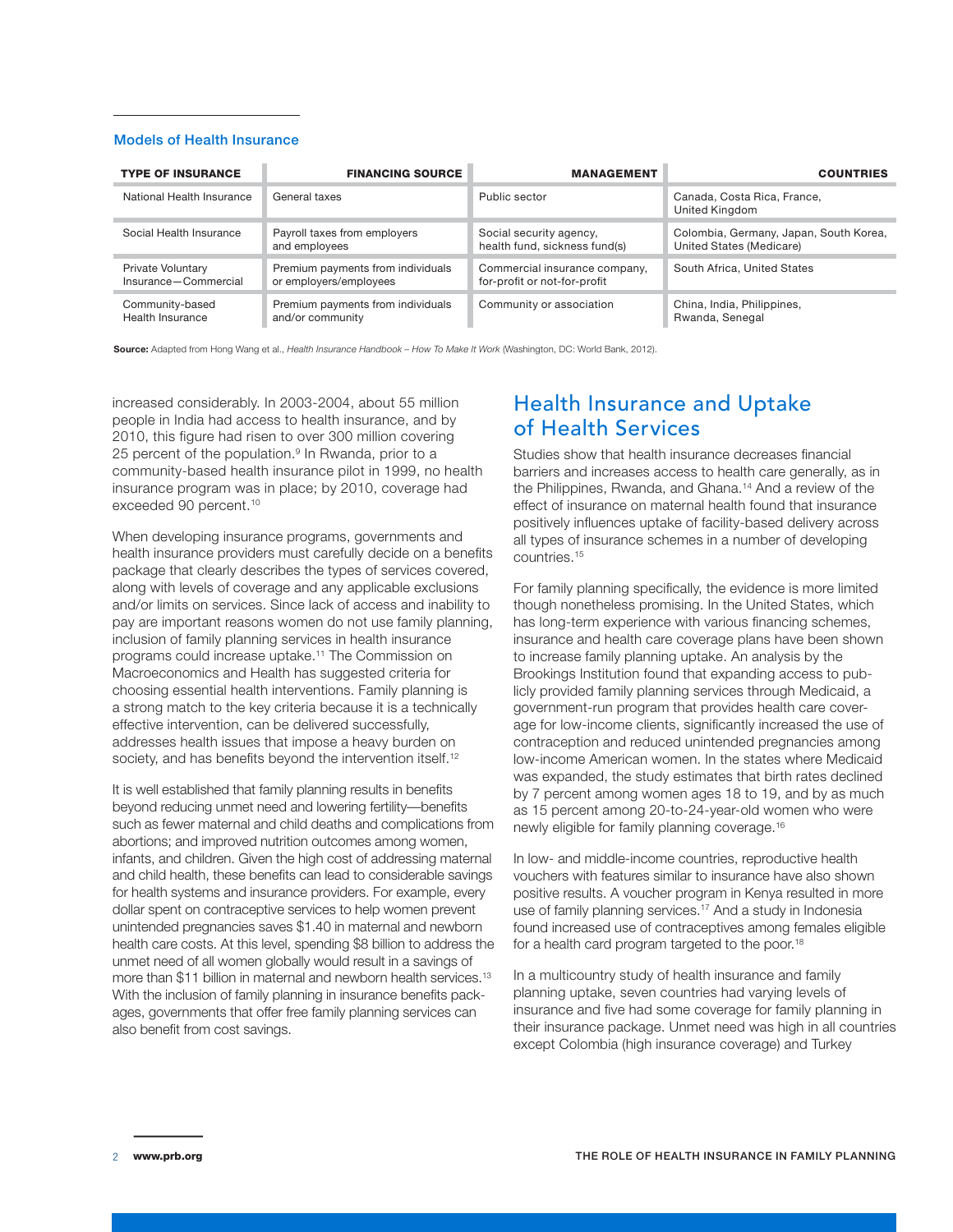### Models of Health Insurance

| TYPE OF INSURANCE | FINANCING SOURCE | MANAGEMENT | COUNTRIES |
|---|---|---|---|
| National Health Insurance | General taxes | Public sector | Canada, Costa Rica, France, United Kingdom |
| Social Health Insurance | Payroll taxes from employers and employees | Social security agency, health fund, sickness fund(s) | Colombia, Germany, Japan, South Korea, United States (Medicare) |
| Private Voluntary Insurance—Commercial | Premium payments from individuals or employers/employees | Commercial insurance company, for-profit or not-for-profit | South Africa, United States |
| Community-based Health Insurance | Premium payments from individuals and/or community | Community or association | China, India, Philippines, Rwanda, Senegal |

**Source:** Adapted from Hong Wang et al., *Health Insurance Handbook – How To Make It Work* (Washington, DC: World Bank, 2012).

increased considerably. In 2003-2004, about 55 million people in India had access to health insurance, and by 2010, this figure had risen to over 300 million covering 25 percent of the population.[9] In Rwanda, prior to a community-based health insurance pilot in 1999, no health insurance program was in place; by 2010, coverage had exceeded 90 percent.[10]

When developing insurance programs, governments and health insurance providers must carefully decide on a benefits package that clearly describes the types of services covered, along with levels of coverage and any applicable exclusions and/or limits on services. Since lack of access and inability to pay are important reasons women do not use family planning, inclusion of family planning services in health insurance programs could increase uptake.[11] The Commission on Macroeconomics and Health has suggested criteria for choosing essential health interventions. Family planning is a strong match to the key criteria because it is a technically effective intervention, can be delivered successfully, addresses health issues that impose a heavy burden on society, and has benefits beyond the intervention itself.[12]

It is well established that family planning results in benefits beyond reducing unmet need and lowering fertility—benefits such as fewer maternal and child deaths and complications from abortions; and improved nutrition outcomes among women, infants, and children. Given the high cost of addressing maternal and child health, these benefits can lead to considerable savings for health systems and insurance providers. For example, every dollar spent on contraceptive services to help women prevent unintended pregnancies saves $1.40 in maternal and newborn health care costs. At this level, spending $8 billion to address the unmet need of all women globally would result in a savings of more than $11 billion in maternal and newborn health services.[13] With the inclusion of family planning in insurance benefits packages, governments that offer free family planning services can also benefit from cost savings.

## Health Insurance and Uptake of Health Services

Studies show that health insurance decreases financial barriers and increases access to health care generally, as in the Philippines, Rwanda, and Ghana.[14] And a review of the effect of insurance on maternal health found that insurance positively influences uptake of facility-based delivery across all types of insurance schemes in a number of developing countries.[15]

For family planning specifically, the evidence is more limited though nonetheless promising. In the United States, which has long-term experience with various financing schemes, insurance and health care coverage plans have been shown to increase family planning uptake. An analysis by the Brookings Institution found that expanding access to publicly provided family planning services through Medicaid, a government-run program that provides health care coverage for low-income clients, significantly increased the use of contraception and reduced unintended pregnancies among low-income American women. In the states where Medicaid was expanded, the study estimates that birth rates declined by 7 percent among women ages 18 to 19, and by as much as 15 percent among 20-to-24-year-old women who were newly eligible for family planning coverage.[16]

In low- and middle-income countries, reproductive health vouchers with features similar to insurance have also shown positive results. A voucher program in Kenya resulted in more use of family planning services.[17] And a study in Indonesia found increased use of contraceptives among females eligible for a health card program targeted to the poor.[18]

In a multicountry study of health insurance and family planning uptake, seven countries had varying levels of insurance and five had some coverage for family planning in their insurance package. Unmet need was high in all countries except Colombia (high insurance coverage) and Turkey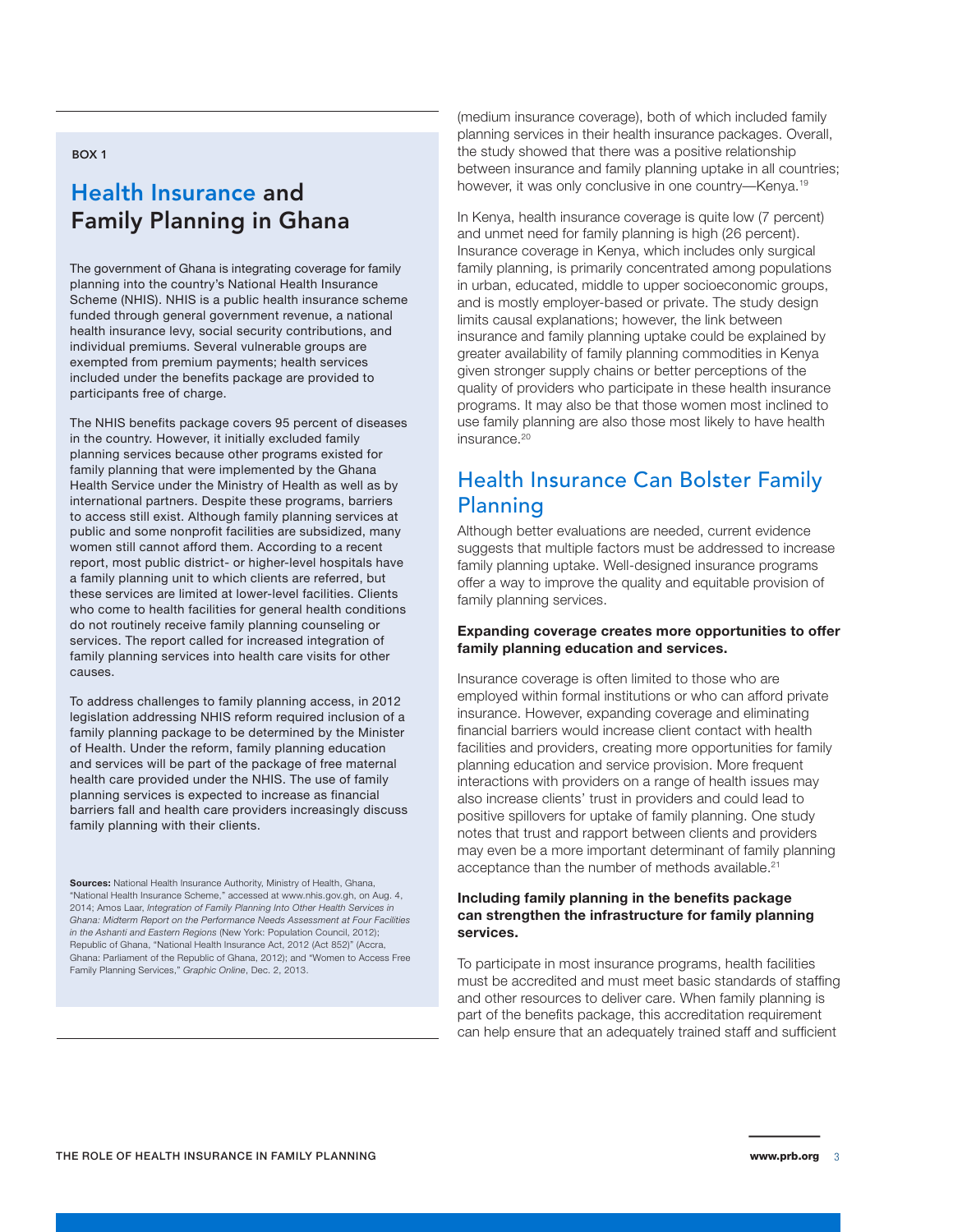BOX 1

## Health Insurance and Family Planning in Ghana

The government of Ghana is integrating coverage for family planning into the country's National Health Insurance Scheme (NHIS). NHIS is a public health insurance scheme funded through general government revenue, a national health insurance levy, social security contributions, and individual premiums. Several vulnerable groups are exempted from premium payments; health services included under the benefits package are provided to participants free of charge.

The NHIS benefits package covers 95 percent of diseases in the country. However, it initially excluded family planning services because other programs existed for family planning that were implemented by the Ghana Health Service under the Ministry of Health as well as by international partners. Despite these programs, barriers to access still exist. Although family planning services at public and some nonprofit facilities are subsidized, many women still cannot afford them. According to a recent report, most public district- or higher-level hospitals have a family planning unit to which clients are referred, but these services are limited at lower-level facilities. Clients who come to health facilities for general health conditions do not routinely receive family planning counseling or services. The report called for increased integration of family planning services into health care visits for other causes.

To address challenges to family planning access, in 2012 legislation addressing NHIS reform required inclusion of a family planning package to be determined by the Minister of Health. Under the reform, family planning education and services will be part of the package of free maternal health care provided under the NHIS. The use of family planning services is expected to increase as financial barriers fall and health care providers increasingly discuss family planning with their clients.

**Sources:** National Health Insurance Authority, Ministry of Health, Ghana, "National Health Insurance Scheme," accessed at www.nhis.gov.gh, on Aug. 4, 2014; Amos Laar, *Integration of Family Planning Into Other Health Services in Ghana: Midterm Report on the Performance Needs Assessment at Four Facilities in the Ashanti and Eastern Regions* (New York: Population Council, 2012); Republic of Ghana, "National Health Insurance Act, 2012 (Act 852)" (Accra, Ghana: Parliament of the Republic of Ghana, 2012); and "Women to Access Free Family Planning Services," *Graphic Online*, Dec. 2, 2013.

(medium insurance coverage), both of which included family planning services in their health insurance packages. Overall, the study showed that there was a positive relationship between insurance and family planning uptake in all countries; however, it was only conclusive in one country—Kenya.[19]

In Kenya, health insurance coverage is quite low (7 percent) and unmet need for family planning is high (26 percent). Insurance coverage in Kenya, which includes only surgical family planning, is primarily concentrated among populations in urban, educated, middle to upper socioeconomic groups, and is mostly employer-based or private. The study design limits causal explanations; however, the link between insurance and family planning uptake could be explained by greater availability of family planning commodities in Kenya given stronger supply chains or better perceptions of the quality of providers who participate in these health insurance programs. It may also be that those women most inclined to use family planning are also those most likely to have health insurance.[20]

## Health Insurance Can Bolster Family Planning

Although better evaluations are needed, current evidence suggests that multiple factors must be addressed to increase family planning uptake. Well-designed insurance programs offer a way to improve the quality and equitable provision of family planning services.

### Expanding coverage creates more opportunities to offer family planning education and services.

Insurance coverage is often limited to those who are employed within formal institutions or who can afford private insurance. However, expanding coverage and eliminating financial barriers would increase client contact with health facilities and providers, creating more opportunities for family planning education and service provision. More frequent interactions with providers on a range of health issues may also increase clients' trust in providers and could lead to positive spillovers for uptake of family planning. One study notes that trust and rapport between clients and providers may even be a more important determinant of family planning acceptance than the number of methods available.[21]

### Including family planning in the benefits package can strengthen the infrastructure for family planning services.

To participate in most insurance programs, health facilities must be accredited and must meet basic standards of staffing and other resources to deliver care. When family planning is part of the benefits package, this accreditation requirement can help ensure that an adequately trained staff and sufficient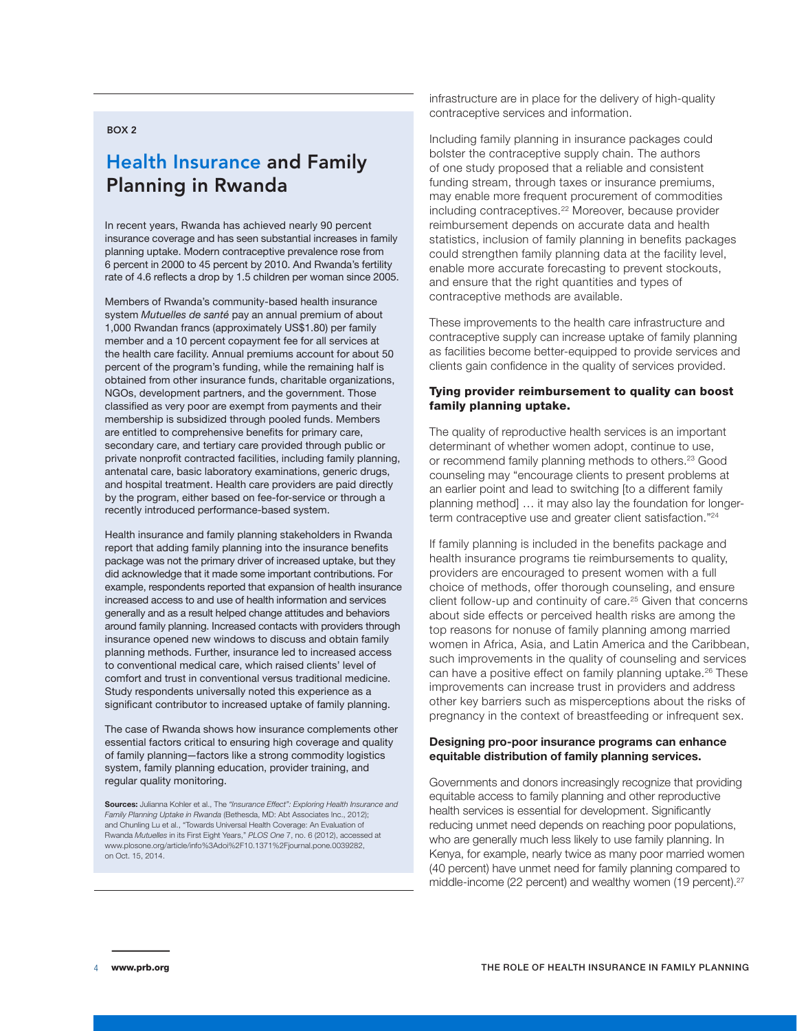BOX 2

## Health Insurance and Family Planning in Rwanda

In recent years, Rwanda has achieved nearly 90 percent insurance coverage and has seen substantial increases in family planning uptake. Modern contraceptive prevalence rose from 6 percent in 2000 to 45 percent by 2010. And Rwanda's fertility rate of 4.6 reflects a drop by 1.5 children per woman since 2005.

Members of Rwanda's community-based health insurance system *Mutuelles de santé* pay an annual premium of about 1,000 Rwandan francs (approximately US$1.80) per family member and a 10 percent copayment fee for all services at the health care facility. Annual premiums account for about 50 percent of the program's funding, while the remaining half is obtained from other insurance funds, charitable organizations, NGOs, development partners, and the government. Those classified as very poor are exempt from payments and their membership is subsidized through pooled funds. Members are entitled to comprehensive benefits for primary care, secondary care, and tertiary care provided through public or private nonprofit contracted facilities, including family planning, antenatal care, basic laboratory examinations, generic drugs, and hospital treatment. Health care providers are paid directly by the program, either based on fee-for-service or through a recently introduced performance-based system.

Health insurance and family planning stakeholders in Rwanda report that adding family planning into the insurance benefits package was not the primary driver of increased uptake, but they did acknowledge that it made some important contributions. For example, respondents reported that expansion of health insurance increased access to and use of health information and services generally and as a result helped change attitudes and behaviors around family planning. Increased contacts with providers through insurance opened new windows to discuss and obtain family planning methods. Further, insurance led to increased access to conventional medical care, which raised clients' level of comfort and trust in conventional versus traditional medicine. Study respondents universally noted this experience as a significant contributor to increased uptake of family planning.

The case of Rwanda shows how insurance complements other essential factors critical to ensuring high coverage and quality of family planning—factors like a strong commodity logistics system, family planning education, provider training, and regular quality monitoring.

**Sources:** Julianna Kohler et al., The *"Insurance Effect": Exploring Health Insurance and Family Planning Uptake in Rwanda* (Bethesda, MD: Abt Associates Inc., 2012); and Chunling Lu et al., "Towards Universal Health Coverage: An Evaluation of Rwanda *Mutuelles* in its First Eight Years," *PLOS One* 7, no. 6 (2012), accessed at www.plosone.org/article/info%3Adoi%2F10.1371%2Fjournal.pone.0039282, on Oct. 15, 2014.

infrastructure are in place for the delivery of high-quality contraceptive services and information.

Including family planning in insurance packages could bolster the contraceptive supply chain. The authors of one study proposed that a reliable and consistent funding stream, through taxes or insurance premiums, may enable more frequent procurement of commodities including contraceptives.[22] Moreover, because provider reimbursement depends on accurate data and health statistics, inclusion of family planning in benefits packages could strengthen family planning data at the facility level, enable more accurate forecasting to prevent stockouts, and ensure that the right quantities and types of contraceptive methods are available.

These improvements to the health care infrastructure and contraceptive supply can increase uptake of family planning as facilities become better-equipped to provide services and clients gain confidence in the quality of services provided.

### Tying provider reimbursement to quality can boost family planning uptake.

The quality of reproductive health services is an important determinant of whether women adopt, continue to use, or recommend family planning methods to others.[23] Good counseling may "encourage clients to present problems at an earlier point and lead to switching [to a different family planning method] … it may also lay the foundation for longer-term contraceptive use and greater client satisfaction."[24]

If family planning is included in the benefits package and health insurance programs tie reimbursements to quality, providers are encouraged to present women with a full choice of methods, offer thorough counseling, and ensure client follow-up and continuity of care.[25] Given that concerns about side effects or perceived health risks are among the top reasons for nonuse of family planning among married women in Africa, Asia, and Latin America and the Caribbean, such improvements in the quality of counseling and services can have a positive effect on family planning uptake.[26] These improvements can increase trust in providers and address other key barriers such as misperceptions about the risks of pregnancy in the context of breastfeeding or infrequent sex.

### Designing pro-poor insurance programs can enhance equitable distribution of family planning services.

Governments and donors increasingly recognize that providing equitable access to family planning and other reproductive health services is essential for development. Significantly reducing unmet need depends on reaching poor populations, who are generally much less likely to use family planning. In Kenya, for example, nearly twice as many poor married women (40 percent) have unmet need for family planning compared to middle-income (22 percent) and wealthy women (19 percent).[27]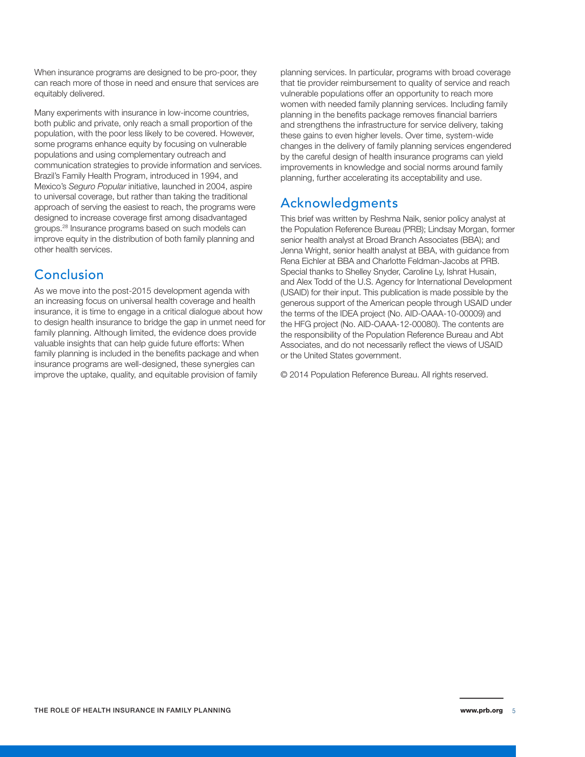When insurance programs are designed to be pro-poor, they can reach more of those in need and ensure that services are equitably delivered.

Many experiments with insurance in low-income countries, both public and private, only reach a small proportion of the population, with the poor less likely to be covered. However, some programs enhance equity by focusing on vulnerable populations and using complementary outreach and communication strategies to provide information and services. Brazil's Family Health Program, introduced in 1994, and Mexico's *Seguro Popular* initiative, launched in 2004, aspire to universal coverage, but rather than taking the traditional approach of serving the easiest to reach, the programs were designed to increase coverage first among disadvantaged groups.[28] Insurance programs based on such models can improve equity in the distribution of both family planning and other health services.

## Conclusion

As we move into the post-2015 development agenda with an increasing focus on universal health coverage and health insurance, it is time to engage in a critical dialogue about how to design health insurance to bridge the gap in unmet need for family planning. Although limited, the evidence does provide valuable insights that can help guide future efforts: When family planning is included in the benefits package and when insurance programs are well-designed, these synergies can improve the uptake, quality, and equitable provision of family planning services. In particular, programs with broad coverage that tie provider reimbursement to quality of service and reach vulnerable populations offer an opportunity to reach more women with needed family planning services. Including family planning in the benefits package removes financial barriers and strengthens the infrastructure for service delivery, taking these gains to even higher levels. Over time, system-wide changes in the delivery of family planning services engendered by the careful design of health insurance programs can yield improvements in knowledge and social norms around family planning, further accelerating its acceptability and use.

## Acknowledgments

This brief was written by Reshma Naik, senior policy analyst at the Population Reference Bureau (PRB); Lindsay Morgan, former senior health analyst at Broad Branch Associates (BBA); and Jenna Wright, senior health analyst at BBA, with guidance from Rena Eichler at BBA and Charlotte Feldman-Jacobs at PRB. Special thanks to Shelley Snyder, Caroline Ly, Ishrat Husain, and Alex Todd of the U.S. Agency for International Development (USAID) for their input. This publication is made possible by the generous support of the American people through USAID under the terms of the IDEA project (No. AID-OAAA-10-00009) and the HFG project (No. AID-OAAA-12-00080). The contents are the responsibility of the Population Reference Bureau and Abt Associates, and do not necessarily reflect the views of USAID or the United States government.

© 2014 Population Reference Bureau. All rights reserved.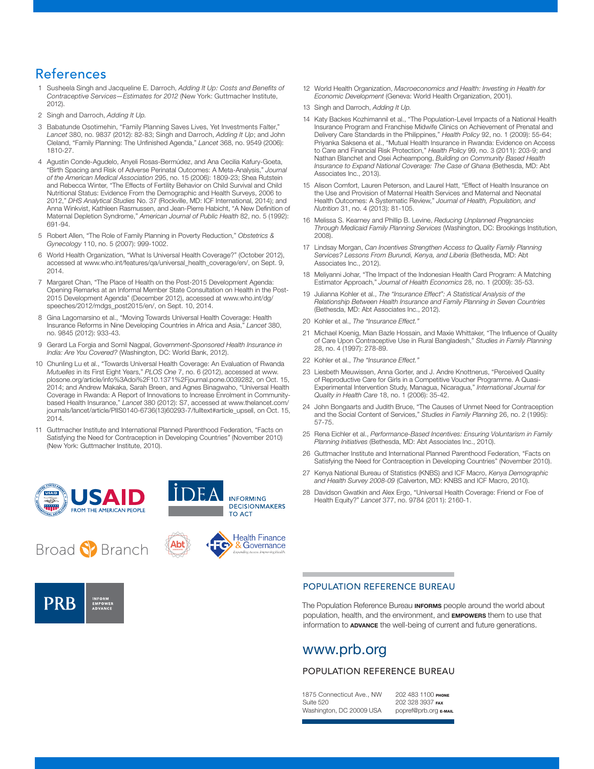## References

1. Susheela Singh and Jacqueline E. Darroch, *Adding It Up: Costs and Benefits of Contraceptive Services—Estimates for 2012* (New York: Guttmacher Institute, 2012).
2. Singh and Darroch, *Adding It Up*.
3. Babatunde Osotimehin, "Family Planning Saves Lives, Yet Investments Falter," *Lancet* 380, no. 9837 (2012): 82-83; Singh and Darroch, *Adding It Up*; and John Cleland, "Family Planning: The Unfinished Agenda," *Lancet* 368, no. 9549 (2006): 1810-27.
4. Agustin Conde-Agudelo, Anyeli Rosas-Bermúdez, and Ana Cecilia Kafury-Goeta, "Birth Spacing and Risk of Adverse Perinatal Outcomes: A Meta-Analysis," *Journal of the American Medical Association* 295, no. 15 (2006): 1809-23; Shea Rutstein and Rebecca Winter, "The Effects of Fertility Behavior on Child Survival and Child Nutritional Status: Evidence From the Demographic and Health Surveys, 2006 to 2012," *DHS Analytical Studies* No. 37 (Rockville, MD: ICF International, 2014); and Anna Winkvist, Kathleen Rasmussen, and Jean-Pierre Habicht, "A New Definition of Maternal Depletion Syndrome," *American Journal of Public Health* 82, no. 5 (1992): 691-94.
5. Robert Allen, "The Role of Family Planning in Poverty Reduction," *Obstetrics & Gynecology* 110, no. 5 (2007): 999-1002.
6. World Health Organization, "What Is Universal Health Coverage?" (October 2012), accessed at www.who.int/features/qa/universal_health_coverage/en/, on Sept. 9, 2014.
7. Margaret Chan, "The Place of Health on the Post-2015 Development Agenda: Opening Remarks at an Informal Member State Consultation on Health in the Post-2015 Development Agenda" (December 2012), accessed at www.who.int/dg/speeches/2012/mdgs_post2015/en/, on Sept. 10, 2014.
8. Gina Lagomarsino et al., "Moving Towards Universal Health Coverage: Health Insurance Reforms in Nine Developing Countries in Africa and Asia," *Lancet* 380, no. 9845 (2012): 933-43.
9. Gerard La Forgia and Somil Nagpal, *Government-Sponsored Health Insurance in India: Are You Covered?* (Washington, DC: World Bank, 2012).
10. Chunling Lu et al., "Towards Universal Health Coverage: An Evaluation of Rwanda *Mutuelles* in its First Eight Years," *PLOS One* 7, no. 6 (2012), accessed at www.plosone.org/article/info%3Adoi%2F10.1371%2Fjournal.pone.0039282, on Oct. 15, 2014; and Andrew Makaka, Sarah Breen, and Agnes Binagwaho, "Universal Health Coverage in Rwanda: A Report of Innovations to Increase Enrolment in Community-based Health Insurance," *Lancet* 380 (2012): S7, accessed at www.thelancet.com/journals/lancet/article/PIIS0140-6736(13)60293-7/fulltext#article_upsell, on Oct. 15, 2014.
11. Guttmacher Institute and International Planned Parenthood Federation, "Facts on Satisfying the Need for Contraception in Developing Countries" (November 2010) (New York: Guttmacher Institute, 2010).
12. World Health Organization, *Macroeconomics and Health: Investing in Health for Economic Development* (Geneva: World Health Organization, 2001).
13. Singh and Darroch, *Adding It Up*.
14. Katy Backes Kozhimannil et al., "The Population-Level Impacts of a National Health Insurance Program and Franchise Midwife Clinics on Achievement of Prenatal and Delivery Care Standards in the Philippines," *Health Policy* 92, no. 1 (2009): 55-64; Priyanka Saksena et al., "Mutual Health Insurance in Rwanda: Evidence on Access to Care and Financial Risk Protection," *Health Policy* 99, no. 3 (2011): 203-9; and Nathan Blanchet and Osei Acheampong, *Building on Community Based Health Insurance to Expand National Coverage: The Case of Ghana* (Bethesda, MD: Abt Associates Inc., 2013).
15. Alison Comfort, Lauren Peterson, and Laurel Hatt, "Effect of Health Insurance on the Use and Provision of Maternal Health Services and Maternal and Neonatal Health Outcomes: A Systematic Review," *Journal of Health, Population, and Nutrition* 31, no. 4 (2013): 81-105.
16. Melissa S. Kearney and Phillip B. Levine, *Reducing Unplanned Pregnancies Through Medicaid Family Planning Services* (Washington, DC: Brookings Institution, 2008).
17. Lindsay Morgan, *Can Incentives Strengthen Access to Quality Family Planning Services? Lessons From Burundi, Kenya, and Liberia* (Bethesda, MD: Abt Associates Inc., 2012).
18. Meliyanni Johar, "The Impact of the Indonesian Health Card Program: A Matching Estimator Approach," *Journal of Health Economics* 28, no. 1 (2009): 35-53.
19. Julianna Kohler et al., *The "Insurance Effect": A Statistical Analysis of the Relationship Between Health Insurance and Family Planning in Seven Countries* (Bethesda, MD: Abt Associates Inc., 2012).
20. Kohler et al., *The "Insurance Effect."*
21. Michael Koenig, Mian Bazle Hossain, and Maxie Whittaker, "The Influence of Quality of Care Upon Contraceptive Use in Rural Bangladesh," *Studies in Family Planning* 28, no. 4 (1997): 278-89.
22. Kohler et al., *The "Insurance Effect."*
23. Liesbeth Meuwissen, Anna Gorter, and J. Andre Knottnerus, "Perceived Quality of Reproductive Care for Girls in a Competitive Voucher Programme. A Quasi-Experimental Intervention Study, Managua, Nicaragua," *International Journal for Quality in Health Care* 18, no. 1 (2006): 35-42.
24. John Bongaarts and Judith Bruce, "The Causes of Unmet Need for Contraception and the Social Content of Services," *Studies in Family Planning* 26, no. 2 (1995): 57-75.
25. Rena Eichler et al., *Performance-Based Incentives: Ensuring Voluntarism in Family Planning Initiatives* (Bethesda, MD: Abt Associates Inc., 2010).
26. Guttmacher Institute and International Planned Parenthood Federation, "Facts on Satisfying the Need for Contraception in Developing Countries" (November 2010).
27. Kenya National Bureau of Statistics (KNBS) and ICF Macro, *Kenya Demographic and Health Survey 2008-09* (Calverton, MD: KNBS and ICF Macro, 2010).
28. Davidson Gwatkin and Alex Ergo, "Universal Health Coverage: Friend or Foe of Health Equity?" *Lancet* 377, no. 9784 (2011): 2160-1.

USAID FROM THE AMERICAN PEOPLE

IDEA INFORMING DECISIONMAKERS TO ACT

Broad Branch

Abt Associates

Health Finance & Governance — Expanding Access. Improving Health.

PRB INFORM EMPOWER ADVANCE

### POPULATION REFERENCE BUREAU

The Population Reference Bureau **INFORMS** people around the world about population, health, and the environment, and **EMPOWERS** them to use that information to **ADVANCE** the well-being of current and future generations.

## www.prb.org

### POPULATION REFERENCE BUREAU

1875 Connecticut Ave., NW
Suite 520
Washington, DC 20009 USA

202 483 1100 **PHONE**
202 328 3937 **FAX**
popref@prb.org **E-MAIL**